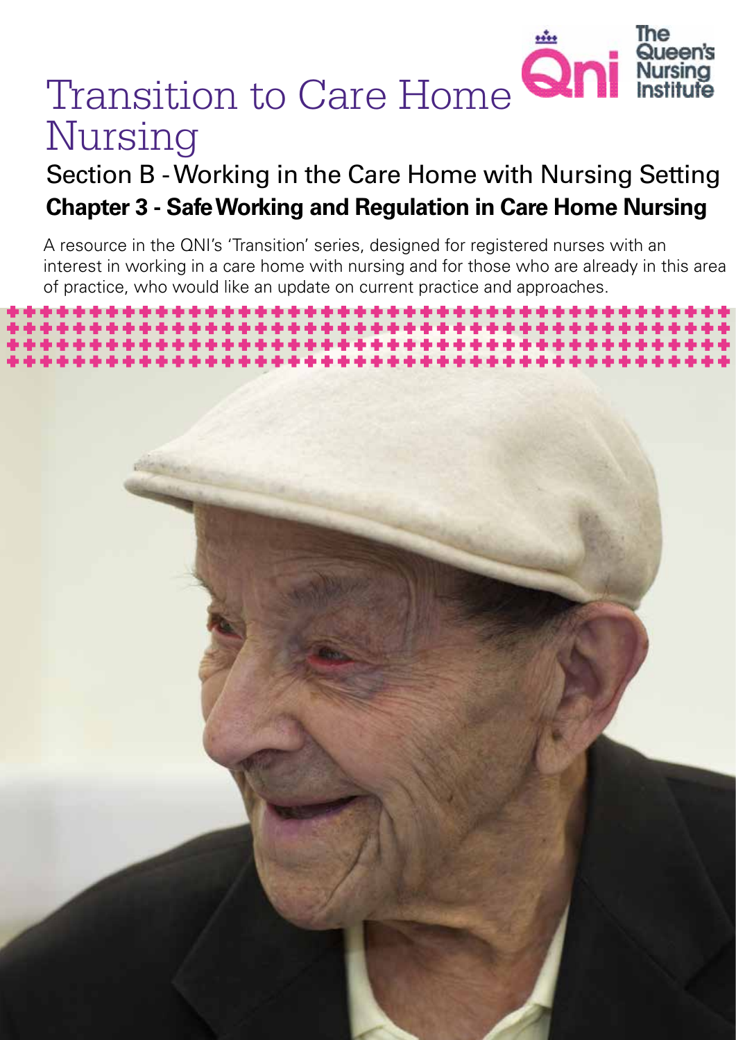# Transition to Care Home Nursing

The Queen's Nursing Institute

## Section B - Working in the Care Home with Nursing Setting

### Chapter 3 - Safe Working and Regulation in Care Home Nursing

A resource in the QNI's 'Transition' series, designed for registered nurses with an interest in working in a care home with nursing and for those who are already in this area of practice, who would like an update on current practice and approaches.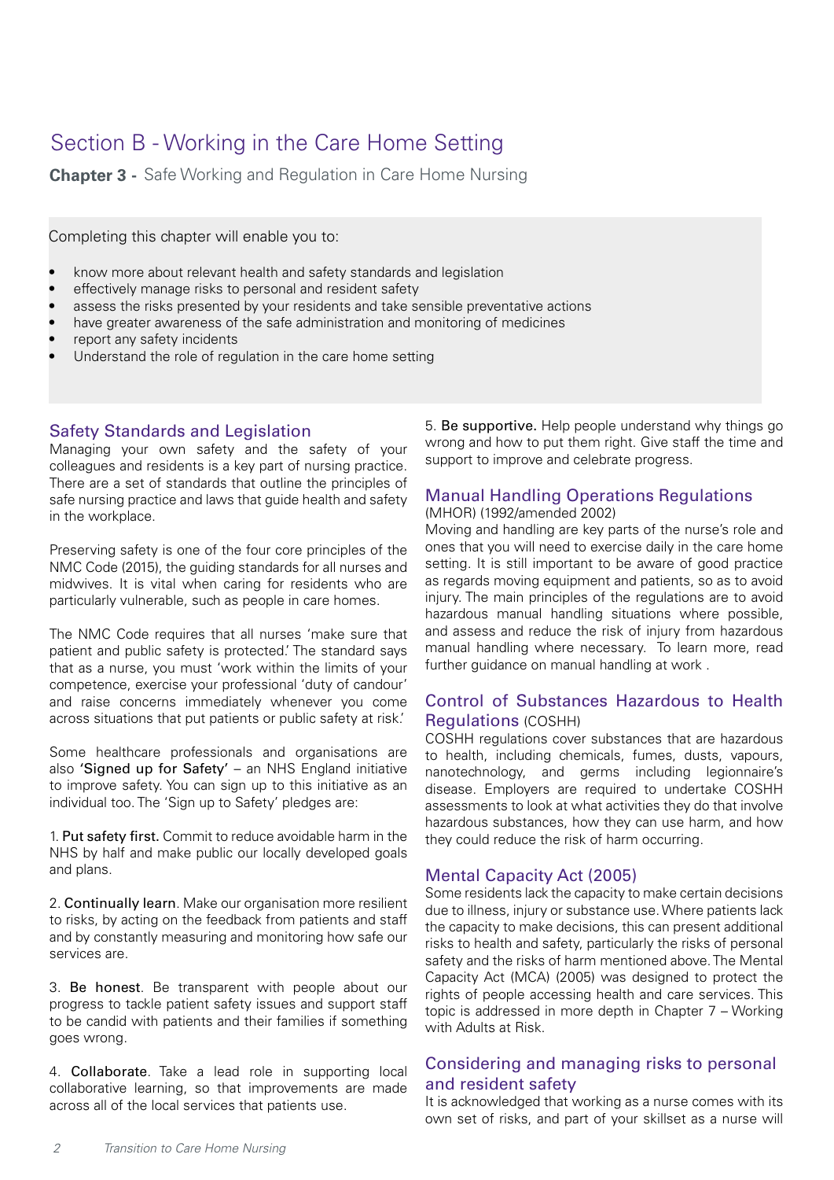# Section B - Working in the Care Home Setting

**Chapter 3 -** Safe Working and Regulation in Care Home Nursing

Completing this chapter will enable you to:

- know more about relevant health and safety standards and legislation
- effectively manage risks to personal and resident safety
- assess the risks presented by your residents and take sensible preventative actions
- have greater awareness of the safe administration and monitoring of medicines
- report any safety incidents
- Understand the role of regulation in the care home setting

## Safety Standards and Legislation

Managing your own safety and the safety of your colleagues and residents is a key part of nursing practice. There are a set of standards that outline the principles of safe nursing practice and laws that guide health and safety in the workplace.

Preserving safety is one of the four core principles of the NMC Code (2015), the guiding standards for all nurses and midwives. It is vital when caring for residents who are particularly vulnerable, such as people in care homes.

The NMC Code requires that all nurses 'make sure that patient and public safety is protected.' The standard says that as a nurse, you must 'work within the limits of your competence, exercise your professional 'duty of candour' and raise concerns immediately whenever you come across situations that put patients or public safety at risk.'

Some healthcare professionals and organisations are also **'Signed up for Safety'** – an NHS England initiative to improve safety. You can sign up to this initiative as an individual too. The 'Sign up to Safety' pledges are:

1. **Put safety first.** Commit to reduce avoidable harm in the NHS by half and make public our locally developed goals and plans.

2. **Continually learn**. Make our organisation more resilient to risks, by acting on the feedback from patients and staff and by constantly measuring and monitoring how safe our services are.

3. **Be honest**. Be transparent with people about our progress to tackle patient safety issues and support staff to be candid with patients and their families if something goes wrong.

4. **Collaborate**. Take a lead role in supporting local collaborative learning, so that improvements are made across all of the local services that patients use.

5. **Be supportive.** Help people understand why things go wrong and how to put them right. Give staff the time and support to improve and celebrate progress.

## Manual Handling Operations Regulations

(MHOR) (1992/amended 2002)

Moving and handling are key parts of the nurse's role and ones that you will need to exercise daily in the care home setting. It is still important to be aware of good practice as regards moving equipment and patients, so as to avoid injury. The main principles of the regulations are to avoid hazardous manual handling situations where possible, and assess and reduce the risk of injury from hazardous manual handling where necessary. To learn more, read further guidance on manual handling at work .

## Control of Substances Hazardous to Health Regulations (COSHH)

COSHH regulations cover substances that are hazardous to health, including chemicals, fumes, dusts, vapours, nanotechnology, and germs including legionnaire's disease. Employers are required to undertake COSHH assessments to look at what activities they do that involve hazardous substances, how they can use harm, and how they could reduce the risk of harm occurring.

## Mental Capacity Act (2005)

Some residents lack the capacity to make certain decisions due to illness, injury or substance use. Where patients lack the capacity to make decisions, this can present additional risks to health and safety, particularly the risks of personal safety and the risks of harm mentioned above. The Mental Capacity Act (MCA) (2005) was designed to protect the rights of people accessing health and care services. This topic is addressed in more depth in Chapter 7 – Working with Adults at Risk.

## Considering and managing risks to personal and resident safety

It is acknowledged that working as a nurse comes with its own set of risks, and part of your skillset as a nurse will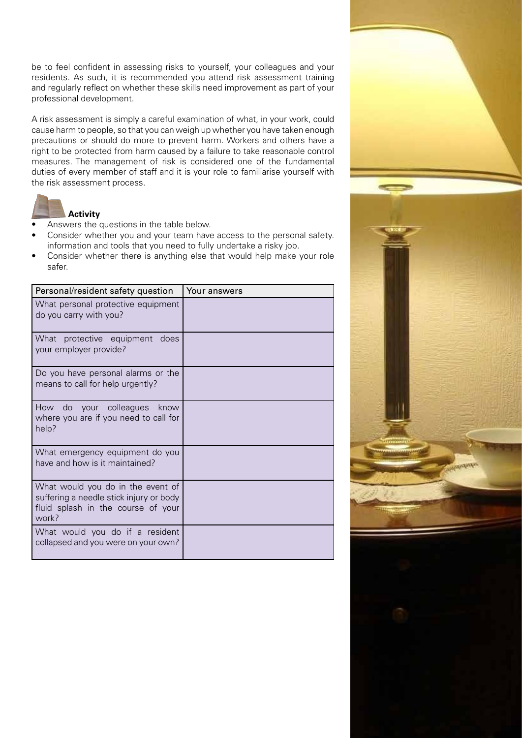be to feel confident in assessing risks to yourself, your colleagues and your residents. As such, it is recommended you attend risk assessment training and regularly reflect on whether these skills need improvement as part of your professional development.

A risk assessment is simply a careful examination of what, in your work, could cause harm to people, so that you can weigh up whether you have taken enough precautions or should do more to prevent harm. Workers and others have a right to be protected from harm caused by a failure to take reasonable control measures. The management of risk is considered one of the fundamental duties of every member of staff and it is your role to familiarise yourself with the risk assessment process.

**Activity**

- Answers the questions in the table below.
- Consider whether you and your team have access to the personal safety. information and tools that you need to fully undertake a risky job.
- Consider whether there is anything else that would help make your role safer.

| Personal/resident safety question | Your answers |
| --- | --- |
| What personal protective equipment do you carry with you? | |
| What protective equipment does your employer provide? | |
| Do you have personal alarms or the means to call for help urgently? | |
| How do your colleagues know where you are if you need to call for help? | |
| What emergency equipment do you have and how is it maintained? | |
| What would you do in the event of suffering a needle stick injury or body fluid splash in the course of your work? | |
| What would you do if a resident collapsed and you were on your own? | |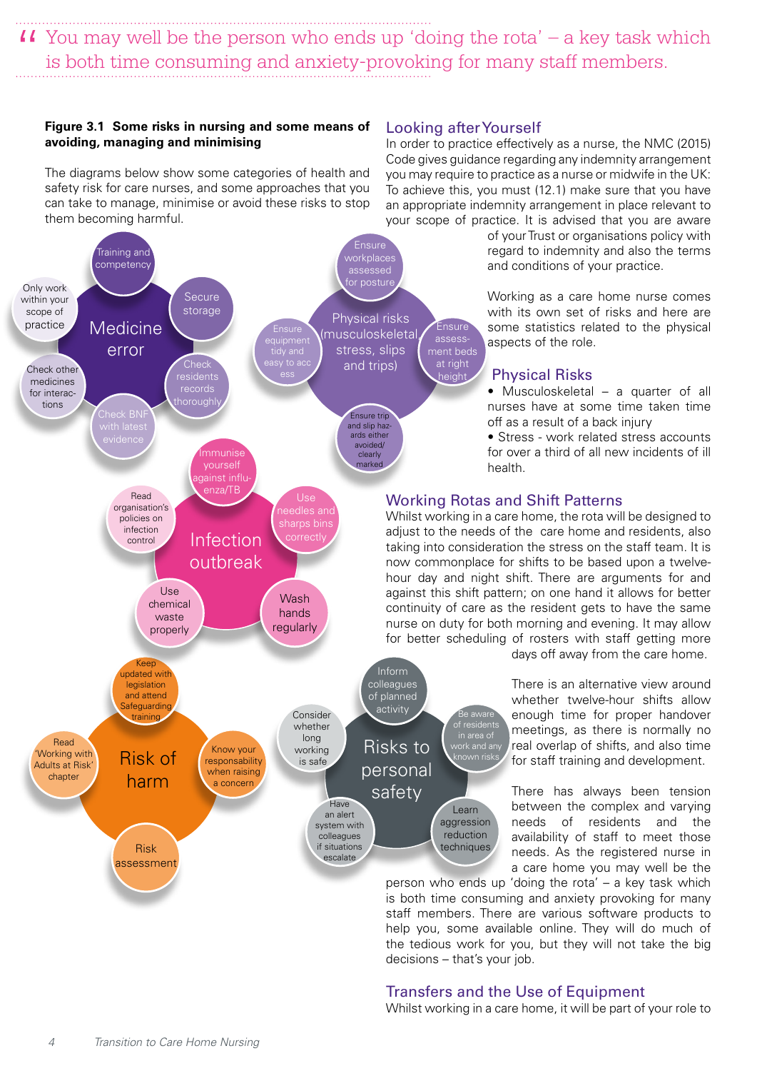> “You may well be the person who ends up ‘doing the rota’ – a key task which is both time consuming and anxiety-provoking for many staff members.

**Figure 3.1 Some risks in nursing and some means of avoiding, managing and minimising**

The diagrams below show some categories of health and safety risk for care nurses, and some approaches that you can take to manage, minimise or avoid these risks to stop them becoming harmful.

Medicine error
- Training and competency
- Secure storage
- Check residents records thoroughly
- Check BNF with latest evidence
- Check other medicines for interactions
- Only work within your scope of practice

Physical risks (musculoskeletal, stress, slips and trips)
- Ensure workplaces assessed for posture
- Ensure assessment beds at right height
- Ensure trip and slip hazards either avoided/ clearly marked
- Ensure equipment tidy and easy to access

Infection outbreak
- Immunise yourself against influenza/TB
- Use needles and sharps bins correctly
- Wash hands regularly
- Use chemical waste properly
- Read organisation's policies on infection control

Risk of harm
- Keep updated with legislation and attend Safeguarding training
- Know your responsability when raising a concern
- Risk assessment
- Read 'Working with Adults at Risk' chapter

Risks to personal safety
- Inform colleagues of planned activity
- Be aware of residents in area of work and any known risks
- Learn aggression reduction techniques
- Have an alert system with colleagues if situations escalate
- Consider whether long working is safe

## Looking after Yourself

In order to practice effectively as a nurse, the NMC (2015) Code gives guidance regarding any indemnity arrangement you may require to practice as a nurse or midwife in the UK: To achieve this, you must (12.1) make sure that you have an appropriate indemnity arrangement in place relevant to your scope of practice. It is advised that you are aware of your Trust or organisations policy with regard to indemnity and also the terms and conditions of your practice.

Working as a care home nurse comes with its own set of risks and here are some statistics related to the physical aspects of the role.

## Physical Risks

- Musculoskeletal – a quarter of all nurses have at some time taken time off as a result of a back injury
- Stress - work related stress accounts for over a third of all new incidents of ill health.

## Working Rotas and Shift Patterns

Whilst working in a care home, the rota will be designed to adjust to the needs of the care home and residents, also taking into consideration the stress on the staff team. It is now commonplace for shifts to be based upon a twelve-hour day and night shift. There are arguments for and against this shift pattern; on one hand it allows for better continuity of care as the resident gets to have the same nurse on duty for both morning and evening. It may allow for better scheduling of rosters with staff getting more days off away from the care home.

There is an alternative view around whether twelve-hour shifts allow enough time for proper handover meetings, as there is normally no real overlap of shifts, and also time for staff training and development.

There has always been tension between the complex and varying needs of residents and the availability of staff to meet those needs. As the registered nurse in a care home you may well be the person who ends up ‘doing the rota’ – a key task which is both time consuming and anxiety provoking for many staff members. There are various software products to help you, some available online. They will do much of the tedious work for you, but they will not take the big decisions – that’s your job.

## Transfers and the Use of Equipment

Whilst working in a care home, it will be part of your role to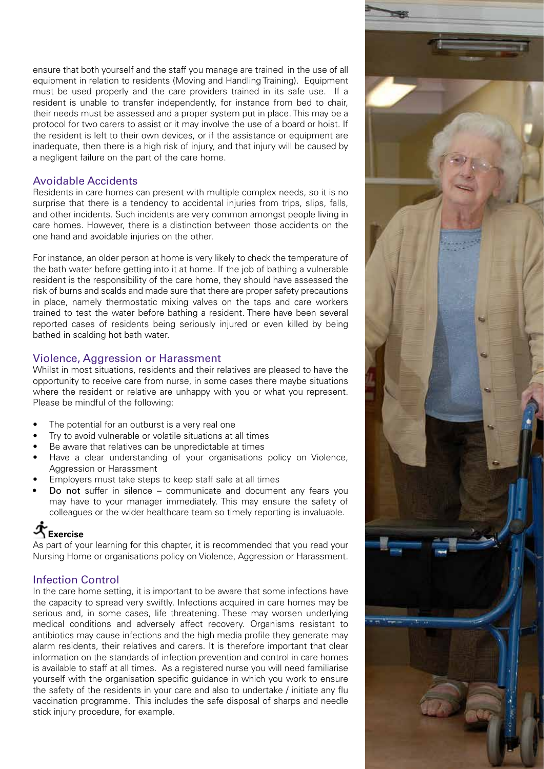ensure that both yourself and the staff you manage are trained in the use of all equipment in relation to residents (Moving and Handling Training). Equipment must be used properly and the care providers trained in its safe use. If a resident is unable to transfer independently, for instance from bed to chair, their needs must be assessed and a proper system put in place. This may be a protocol for two carers to assist or it may involve the use of a board or hoist. If the resident is left to their own devices, or if the assistance or equipment are inadequate, then there is a high risk of injury, and that injury will be caused by a negligent failure on the part of the care home.

## Avoidable Accidents

Residents in care homes can present with multiple complex needs, so it is no surprise that there is a tendency to accidental injuries from trips, slips, falls, and other incidents. Such incidents are very common amongst people living in care homes. However, there is a distinction between those accidents on the one hand and avoidable injuries on the other.

For instance, an older person at home is very likely to check the temperature of the bath water before getting into it at home. If the job of bathing a vulnerable resident is the responsibility of the care home, they should have assessed the risk of burns and scalds and made sure that there are proper safety precautions in place, namely thermostatic mixing valves on the taps and care workers trained to test the water before bathing a resident. There have been several reported cases of residents being seriously injured or even killed by being bathed in scalding hot bath water.

## Violence, Aggression or Harassment

Whilst in most situations, residents and their relatives are pleased to have the opportunity to receive care from nurse, in some cases there maybe situations where the resident or relative are unhappy with you or what you represent. Please be mindful of the following:

- The potential for an outburst is a very real one
- Try to avoid vulnerable or volatile situations at all times
- Be aware that relatives can be unpredictable at times
- Have a clear understanding of your organisations policy on Violence, Aggression or Harassment
- Employers must take steps to keep staff safe at all times
- **Do not** suffer in silence – communicate and document any fears you may have to your manager immediately. This may ensure the safety of colleagues or the wider healthcare team so timely reporting is invaluable.

**Exercise**

As part of your learning for this chapter, it is recommended that you read your Nursing Home or organisations policy on Violence, Aggression or Harassment.

## Infection Control

In the care home setting, it is important to be aware that some infections have the capacity to spread very swiftly. Infections acquired in care homes may be serious and, in some cases, life threatening. These may worsen underlying medical conditions and adversely affect recovery. Organisms resistant to antibiotics may cause infections and the high media profile they generate may alarm residents, their relatives and carers. It is therefore important that clear information on the standards of infection prevention and control in care homes is available to staff at all times. As a registered nurse you will need familiarise yourself with the organisation specific guidance in which you work to ensure the safety of the residents in your care and also to undertake / initiate any flu vaccination programme. This includes the safe disposal of sharps and needle stick injury procedure, for example.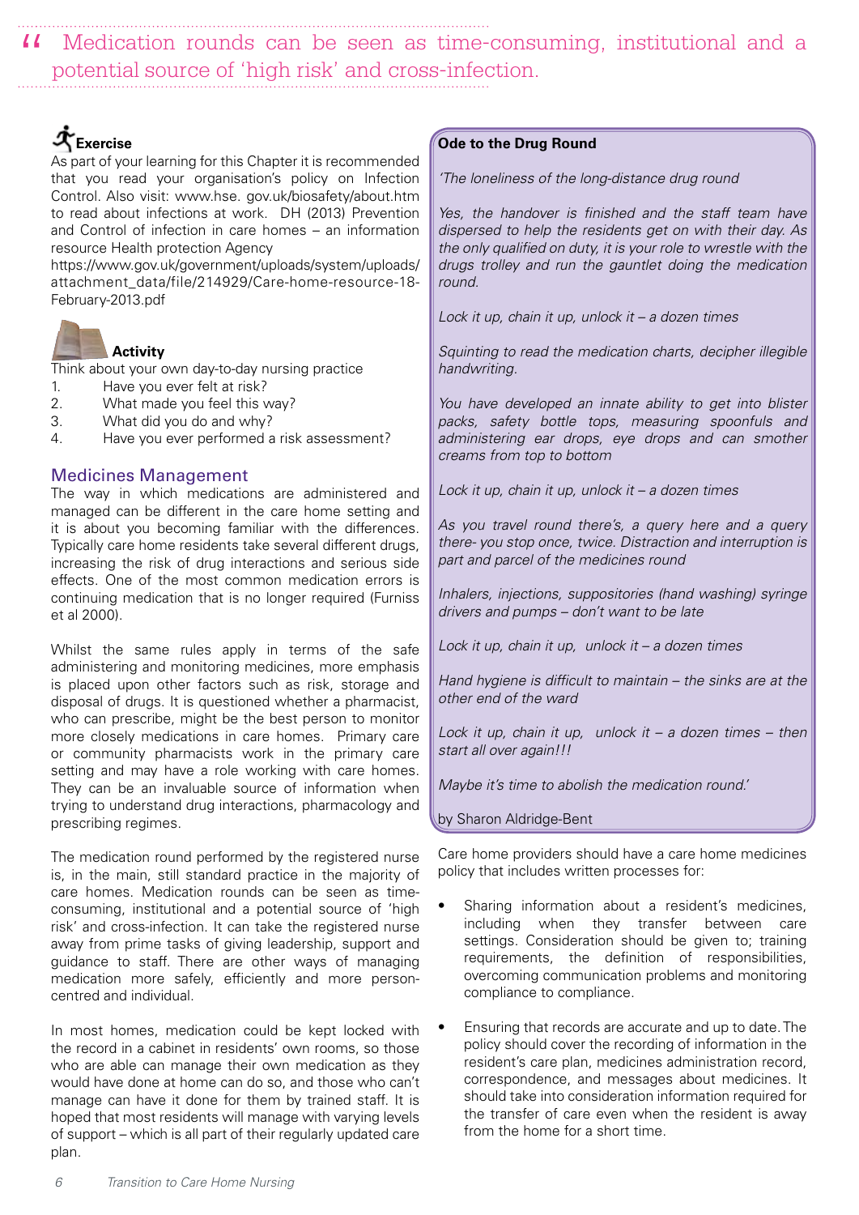> Medication rounds can be seen as time-consuming, institutional and a potential source of 'high risk' and cross-infection.

**Exercise**

As part of your learning for this Chapter it is recommended that you read your organisation's policy on Infection Control. Also visit: www.hse. gov.uk/biosafety/about.htm to read about infections at work. DH (2013) Prevention and Control of infection in care homes – an information resource Health protection Agency https://www.gov.uk/government/uploads/system/uploads/attachment_data/file/214929/Care-home-resource-18-February-2013.pdf

**Activity**

Think about your own day-to-day nursing practice

1. Have you ever felt at risk?
2. What made you feel this way?
3. What did you do and why?
4. Have you ever performed a risk assessment?

## Medicines Management

The way in which medications are administered and managed can be different in the care home setting and it is about you becoming familiar with the differences. Typically care home residents take several different drugs, increasing the risk of drug interactions and serious side effects. One of the most common medication errors is continuing medication that is no longer required (Furniss et al 2000).

Whilst the same rules apply in terms of the safe administering and monitoring medicines, more emphasis is placed upon other factors such as risk, storage and disposal of drugs. It is questioned whether a pharmacist, who can prescribe, might be the best person to monitor more closely medications in care homes. Primary care or community pharmacists work in the primary care setting and may have a role working with care homes. They can be an invaluable source of information when trying to understand drug interactions, pharmacology and prescribing regimes.

The medication round performed by the registered nurse is, in the main, still standard practice in the majority of care homes. Medication rounds can be seen as time-consuming, institutional and a potential source of 'high risk' and cross-infection. It can take the registered nurse away from prime tasks of giving leadership, support and guidance to staff. There are other ways of managing medication more safely, efficiently and more person-centred and individual.

In most homes, medication could be kept locked with the record in a cabinet in residents' own rooms, so those who are able can manage their own medication as they would have done at home can do so, and those who can't manage can have it done for them by trained staff. It is hoped that most residents will manage with varying levels of support – which is all part of their regularly updated care plan.

**Ode to the Drug Round**

*'The loneliness of the long-distance drug round*

*Yes, the handover is finished and the staff team have dispersed to help the residents get on with their day. As the only qualified on duty, it is your role to wrestle with the drugs trolley and run the gauntlet doing the medication round.*

*Lock it up, chain it up, unlock it – a dozen times*

*Squinting to read the medication charts, decipher illegible handwriting.*

*You have developed an innate ability to get into blister packs, safety bottle tops, measuring spoonfuls and administering ear drops, eye drops and can smother creams from top to bottom*

*Lock it up, chain it up, unlock it – a dozen times*

*As you travel round there's, a query here and a query there- you stop once, twice. Distraction and interruption is part and parcel of the medicines round*

*Inhalers, injections, suppositories (hand washing) syringe drivers and pumps – don't want to be late*

*Lock it up, chain it up, unlock it – a dozen times*

*Hand hygiene is difficult to maintain – the sinks are at the other end of the ward*

*Lock it up, chain it up, unlock it – a dozen times – then start all over again!!!*

*Maybe it's time to abolish the medication round.'*

by Sharon Aldridge-Bent

Care home providers should have a care home medicines policy that includes written processes for:

- Sharing information about a resident's medicines, including when they transfer between care settings. Consideration should be given to; training requirements, the definition of responsibilities, overcoming communication problems and monitoring compliance to compliance.
- Ensuring that records are accurate and up to date. The policy should cover the recording of information in the resident's care plan, medicines administration record, correspondence, and messages about medicines. It should take into consideration information required for the transfer of care even when the resident is away from the home for a short time.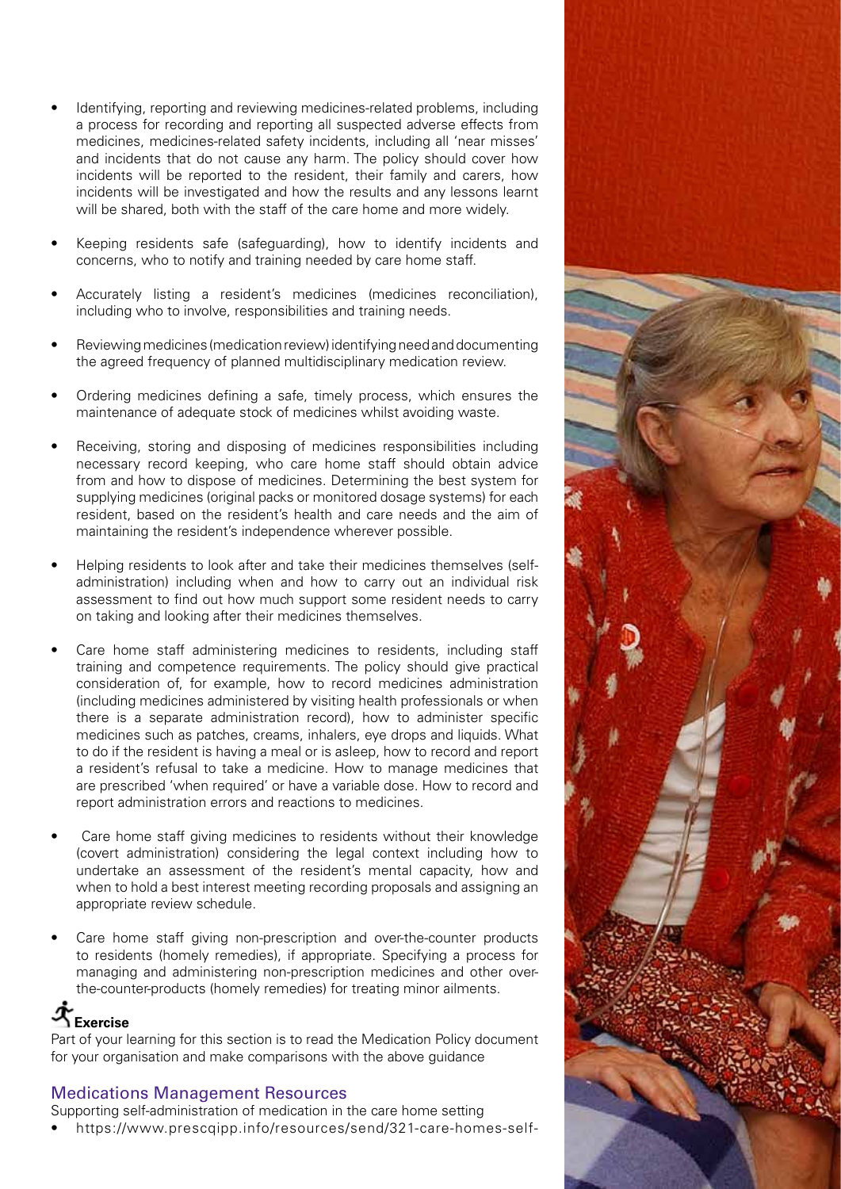- Identifying, reporting and reviewing medicines-related problems, including a process for recording and reporting all suspected adverse effects from medicines, medicines-related safety incidents, including all 'near misses' and incidents that do not cause any harm. The policy should cover how incidents will be reported to the resident, their family and carers, how incidents will be investigated and how the results and any lessons learnt will be shared, both with the staff of the care home and more widely.

- Keeping residents safe (safeguarding), how to identify incidents and concerns, who to notify and training needed by care home staff.

- Accurately listing a resident's medicines (medicines reconciliation), including who to involve, responsibilities and training needs.

- Reviewing medicines (medication review) identifying need and documenting the agreed frequency of planned multidisciplinary medication review.

- Ordering medicines defining a safe, timely process, which ensures the maintenance of adequate stock of medicines whilst avoiding waste.

- Receiving, storing and disposing of medicines responsibilities including necessary record keeping, who care home staff should obtain advice from and how to dispose of medicines. Determining the best system for supplying medicines (original packs or monitored dosage systems) for each resident, based on the resident's health and care needs and the aim of maintaining the resident's independence wherever possible.

- Helping residents to look after and take their medicines themselves (self-administration) including when and how to carry out an individual risk assessment to find out how much support some resident needs to carry on taking and looking after their medicines themselves.

- Care home staff administering medicines to residents, including staff training and competence requirements. The policy should give practical consideration of, for example, how to record medicines administration (including medicines administered by visiting health professionals or when there is a separate administration record), how to administer specific medicines such as patches, creams, inhalers, eye drops and liquids. What to do if the resident is having a meal or is asleep, how to record and report a resident's refusal to take a medicine. How to manage medicines that are prescribed 'when required' or have a variable dose. How to record and report administration errors and reactions to medicines.

- Care home staff giving medicines to residents without their knowledge (covert administration) considering the legal context including how to undertake an assessment of the resident's mental capacity, how and when to hold a best interest meeting recording proposals and assigning an appropriate review schedule.

- Care home staff giving non-prescription and over-the-counter products to residents (homely remedies), if appropriate. Specifying a process for managing and administering non-prescription medicines and other over-the-counter-products (homely remedies) for treating minor ailments.

**Exercise**

Part of your learning for this section is to read the Medication Policy document for your organisation and make comparisons with the above guidance

## Medications Management Resources

Supporting self-administration of medication in the care home setting

- https://www.prescqipp.info/resources/send/321-care-homes-self-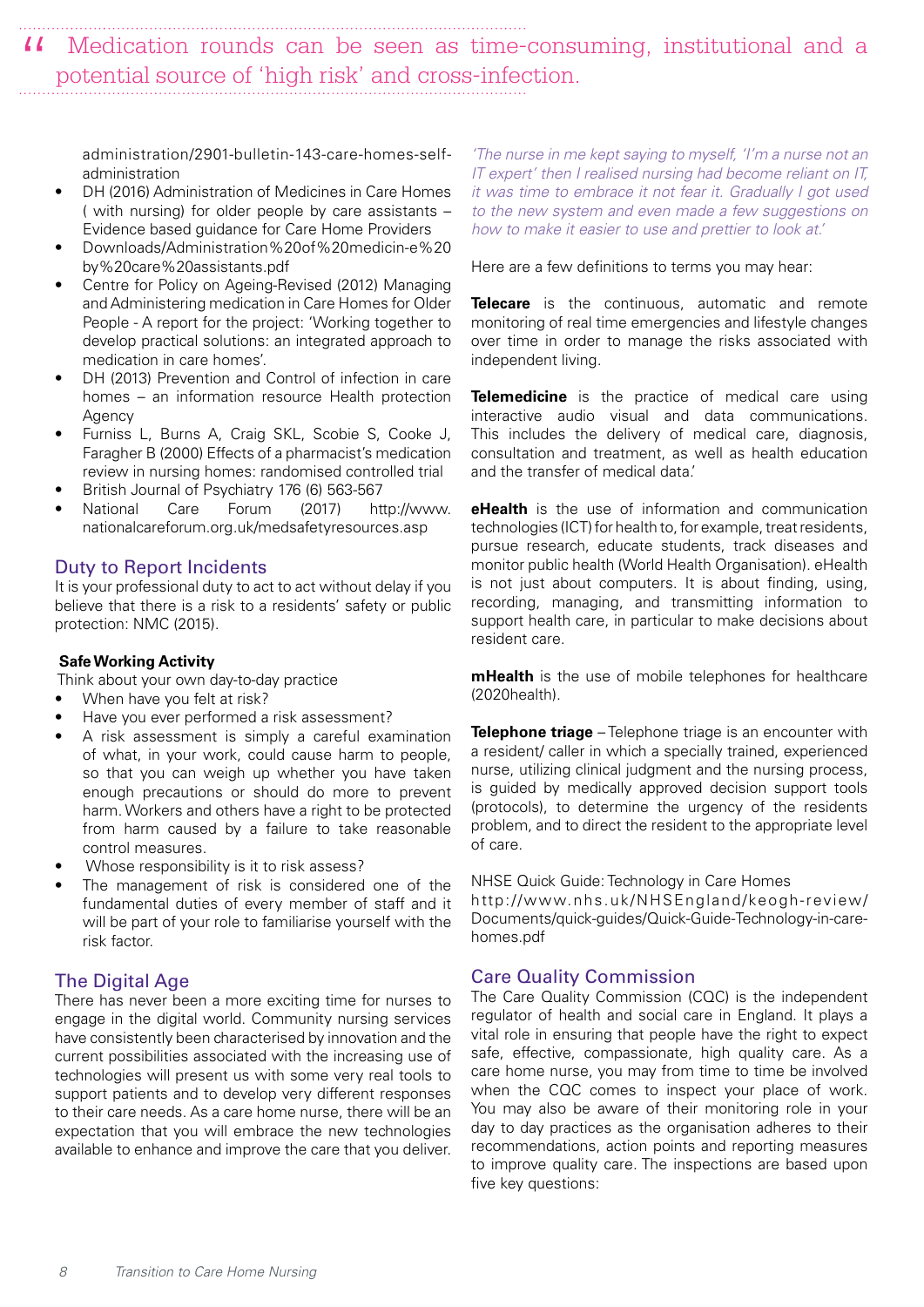> “ Medication rounds can be seen as time-consuming, institutional and a potential source of ‘high risk’ and cross-infection.

administration/2901-bulletin-143-care-homes-self-administration

- DH (2016) Administration of Medicines in Care Homes ( with nursing) for older people by care assistants – Evidence based guidance for Care Home Providers
- Downloads/Administration%20of%20medicin-e%20by%20care%20assistants.pdf
- Centre for Policy on Ageing-Revised (2012) Managing and Administering medication in Care Homes for Older People - A report for the project: ‘Working together to develop practical solutions: an integrated approach to medication in care homes’.
- DH (2013) Prevention and Control of infection in care homes – an information resource Health protection Agency
- Furniss L, Burns A, Craig SKL, Scobie S, Cooke J, Faragher B (2000) Effects of a pharmacist’s medication review in nursing homes: randomised controlled trial
- British Journal of Psychiatry 176 (6) 563-567
- National Care Forum (2017) http://www.nationalcareforum.org.uk/medsafetyresources.asp

## Duty to Report Incidents

It is your professional duty to act to act without delay if you believe that there is a risk to a residents’ safety or public protection: NMC (2015).

**Safe Working Activity**

Think about your own day-to-day practice

- When have you felt at risk?
- Have you ever performed a risk assessment?
- A risk assessment is simply a careful examination of what, in your work, could cause harm to people, so that you can weigh up whether you have taken enough precautions or should do more to prevent harm. Workers and others have a right to be protected from harm caused by a failure to take reasonable control measures.
- Whose responsibility is it to risk assess?
- The management of risk is considered one of the fundamental duties of every member of staff and it will be part of your role to familiarise yourself with the risk factor.

## The Digital Age

There has never been a more exciting time for nurses to engage in the digital world. Community nursing services have consistently been characterised by innovation and the current possibilities associated with the increasing use of technologies will present us with some very real tools to support patients and to develop very different responses to their care needs. As a care home nurse, there will be an expectation that you will embrace the new technologies available to enhance and improve the care that you deliver.

*‘The nurse in me kept saying to myself, ‘I’m a nurse not an IT expert’ then I realised nursing had become reliant on IT, it was time to embrace it not fear it. Gradually I got used to the new system and even made a few suggestions on how to make it easier to use and prettier to look at.’*

Here are a few definitions to terms you may hear:

**Telecare** is the continuous, automatic and remote monitoring of real time emergencies and lifestyle changes over time in order to manage the risks associated with independent living.

**Telemedicine** is the practice of medical care using interactive audio visual and data communications. This includes the delivery of medical care, diagnosis, consultation and treatment, as well as health education and the transfer of medical data.’

**eHealth** is the use of information and communication technologies (ICT) for health to, for example, treat residents, pursue research, educate students, track diseases and monitor public health (World Health Organisation). eHealth is not just about computers. It is about finding, using, recording, managing, and transmitting information to support health care, in particular to make decisions about resident care.

**mHealth** is the use of mobile telephones for healthcare (2020health).

**Telephone triage** – Telephone triage is an encounter with a resident/ caller in which a specially trained, experienced nurse, utilizing clinical judgment and the nursing process, is guided by medically approved decision support tools (protocols), to determine the urgency of the residents problem, and to direct the resident to the appropriate level of care.

NHSE Quick Guide: Technology in Care Homes
http://www.nhs.uk/NHSEngland/keogh-review/Documents/quick-guides/Quick-Guide-Technology-in-care-homes.pdf

## Care Quality Commission

The Care Quality Commission (CQC) is the independent regulator of health and social care in England. It plays a vital role in ensuring that people have the right to expect safe, effective, compassionate, high quality care. As a care home nurse, you may from time to time be involved when the CQC comes to inspect your place of work. You may also be aware of their monitoring role in your day to day practices as the organisation adheres to their recommendations, action points and reporting measures to improve quality care. The inspections are based upon five key questions: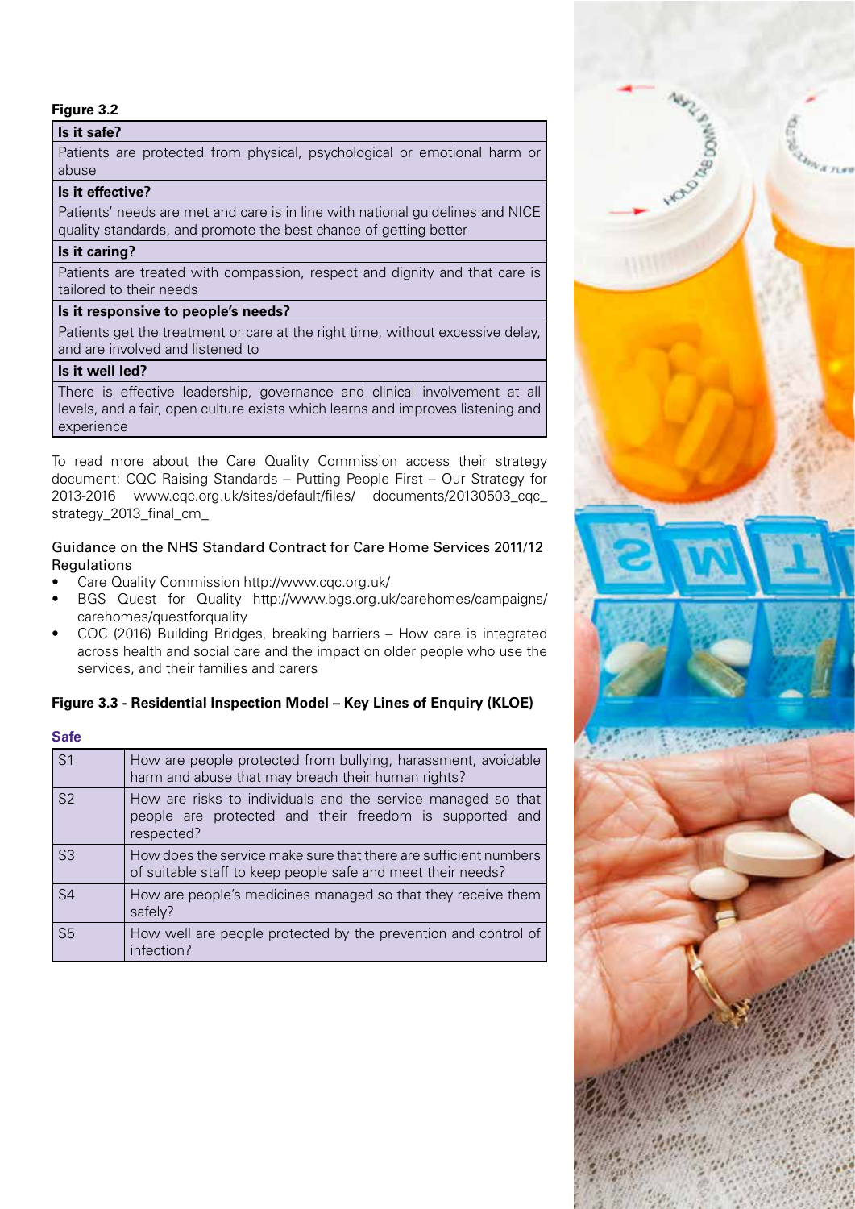**Figure 3.2**

| |
|---|
| **Is it safe?** |
| Patients are protected from physical, psychological or emotional harm or abuse |
| **Is it effective?** |
| Patients' needs are met and care is in line with national guidelines and NICE quality standards, and promote the best chance of getting better |
| **Is it caring?** |
| Patients are treated with compassion, respect and dignity and that care is tailored to their needs |
| **Is it responsive to people's needs?** |
| Patients get the treatment or care at the right time, without excessive delay, and are involved and listened to |
| **Is it well led?** |
| There is effective leadership, governance and clinical involvement at all levels, and a fair, open culture exists which learns and improves listening and experience |

To read more about the Care Quality Commission access their strategy document: CQC Raising Standards – Putting People First – Our Strategy for 2013-2016 www.cqc.org.uk/sites/default/files/ documents/20130503_cqc_strategy_2013_final_cm_

Guidance on the NHS Standard Contract for Care Home Services 2011/12 Regulations

- Care Quality Commission http://www.cqc.org.uk/
- BGS Quest for Quality http://www.bgs.org.uk/carehomes/campaigns/carehomes/questforquality
- CQC (2016) Building Bridges, breaking barriers – How care is integrated across health and social care and the impact on older people who use the services, and their families and carers

**Figure 3.3 - Residential Inspection Model – Key Lines of Enquiry (KLOE)**

**Safe**

| | |
|---|---|
| S1 | How are people protected from bullying, harassment, avoidable harm and abuse that may breach their human rights? |
| S2 | How are risks to individuals and the service managed so that people are protected and their freedom is supported and respected? |
| S3 | How does the service make sure that there are sufficient numbers of suitable staff to keep people safe and meet their needs? |
| S4 | How are people's medicines managed so that they receive them safely? |
| S5 | How well are people protected by the prevention and control of infection? |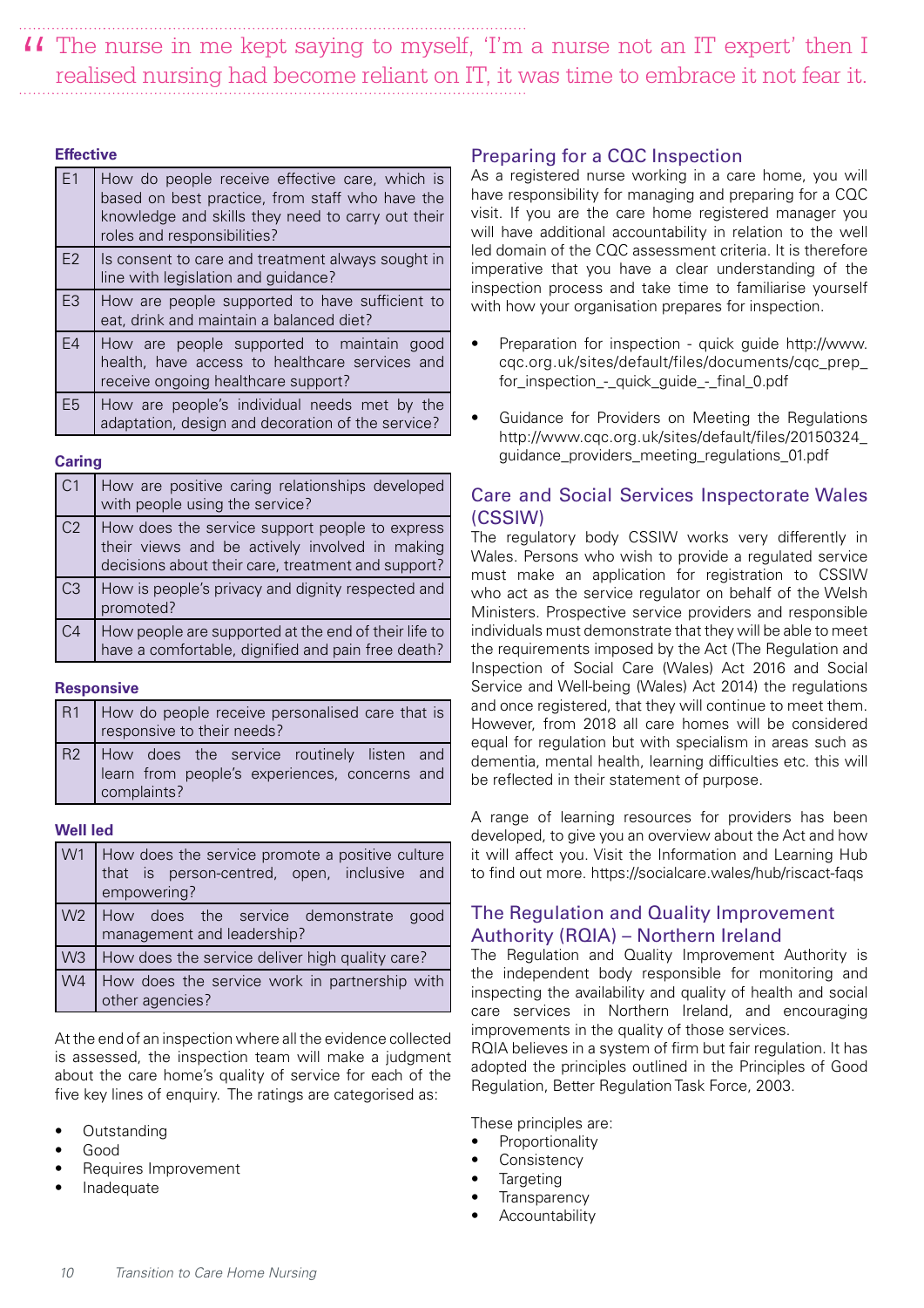> “ The nurse in me kept saying to myself, ‘I’m a nurse not an IT expert’ then I realised nursing had become reliant on IT, it was time to embrace it not fear it.

**Effective**

| | |
|---|---|
| E1 | How do people receive effective care, which is based on best practice, from staff who have the knowledge and skills they need to carry out their roles and responsibilities? |
| E2 | Is consent to care and treatment always sought in line with legislation and guidance? |
| E3 | How are people supported to have sufficient to eat, drink and maintain a balanced diet? |
| E4 | How are people supported to maintain good health, have access to healthcare services and receive ongoing healthcare support? |
| E5 | How are people’s individual needs met by the adaptation, design and decoration of the service? |

**Caring**

| | |
|---|---|
| C1 | How are positive caring relationships developed with people using the service? |
| C2 | How does the service support people to express their views and be actively involved in making decisions about their care, treatment and support? |
| C3 | How is people’s privacy and dignity respected and promoted? |
| C4 | How people are supported at the end of their life to have a comfortable, dignified and pain free death? |

**Responsive**

| | |
|---|---|
| R1 | How do people receive personalised care that is responsive to their needs? |
| R2 | How does the service routinely listen and learn from people’s experiences, concerns and complaints? |

**Well led**

| | |
|---|---|
| W1 | How does the service promote a positive culture that is person-centred, open, inclusive and empowering? |
| W2 | How does the service demonstrate good management and leadership? |
| W3 | How does the service deliver high quality care? |
| W4 | How does the service work in partnership with other agencies? |

At the end of an inspection where all the evidence collected is assessed, the inspection team will make a judgment about the care home’s quality of service for each of the five key lines of enquiry. The ratings are categorised as:

- Outstanding
- Good
- Requires Improvement
- Inadequate

## Preparing for a CQC Inspection

As a registered nurse working in a care home, you will have responsibility for managing and preparing for a CQC visit. If you are the care home registered manager you will have additional accountability in relation to the well led domain of the CQC assessment criteria. It is therefore imperative that you have a clear understanding of the inspection process and take time to familiarise yourself with how your organisation prepares for inspection.

- Preparation for inspection - quick guide http://www.cqc.org.uk/sites/default/files/documents/cqc_prep_for_inspection_-_quick_guide_-_final_0.pdf
- Guidance for Providers on Meeting the Regulations http://www.cqc.org.uk/sites/default/files/20150324_guidance_providers_meeting_regulations_01.pdf

## Care and Social Services Inspectorate Wales (CSSIW)

The regulatory body CSSIW works very differently in Wales. Persons who wish to provide a regulated service must make an application for registration to CSSIW who act as the service regulator on behalf of the Welsh Ministers. Prospective service providers and responsible individuals must demonstrate that they will be able to meet the requirements imposed by the Act (The Regulation and Inspection of Social Care (Wales) Act 2016 and Social Service and Well-being (Wales) Act 2014) the regulations and once registered, that they will continue to meet them. However, from 2018 all care homes will be considered equal for regulation but with specialism in areas such as dementia, mental health, learning difficulties etc. this will be reflected in their statement of purpose.

A range of learning resources for providers has been developed, to give you an overview about the Act and how it will affect you. Visit the Information and Learning Hub to find out more. https://socialcare.wales/hub/riscact-faqs

## The Regulation and Quality Improvement Authority (RQIA) – Northern Ireland

The Regulation and Quality Improvement Authority is the independent body responsible for monitoring and inspecting the availability and quality of health and social care services in Northern Ireland, and encouraging improvements in the quality of those services.
RQIA believes in a system of firm but fair regulation. It has adopted the principles outlined in the Principles of Good Regulation, Better Regulation Task Force, 2003.

These principles are:

- Proportionality
- Consistency
- Targeting
- Transparency
- Accountability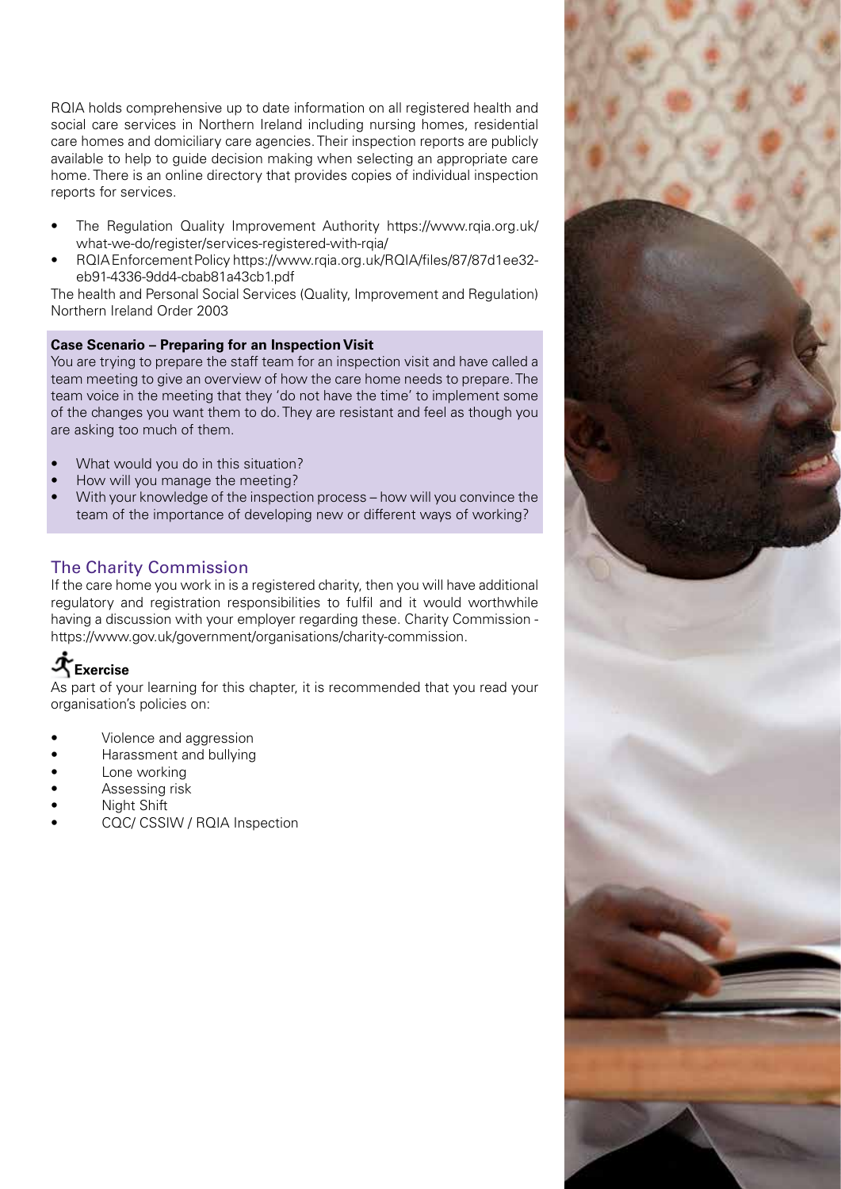RQIA holds comprehensive up to date information on all registered health and social care services in Northern Ireland including nursing homes, residential care homes and domiciliary care agencies. Their inspection reports are publicly available to help to guide decision making when selecting an appropriate care home. There is an online directory that provides copies of individual inspection reports for services.

- The Regulation Quality Improvement Authority https://www.rqia.org.uk/what-we-do/register/services-registered-with-rqia/
- RQIA Enforcement Policy https://www.rqia.org.uk/RQIA/files/87/87d1ee32-eb91-4336-9dd4-cbab81a43cb1.pdf

The health and Personal Social Services (Quality, Improvement and Regulation) Northern Ireland Order 2003

**Case Scenario – Preparing for an Inspection Visit**

You are trying to prepare the staff team for an inspection visit and have called a team meeting to give an overview of how the care home needs to prepare. The team voice in the meeting that they 'do not have the time' to implement some of the changes you want them to do. They are resistant and feel as though you are asking too much of them.

- What would you do in this situation?
- How will you manage the meeting?
- With your knowledge of the inspection process – how will you convince the team of the importance of developing new or different ways of working?

## The Charity Commission

If the care home you work in is a registered charity, then you will have additional regulatory and registration responsibilities to fulfil and it would worthwhile having a discussion with your employer regarding these. Charity Commission - https://www.gov.uk/government/organisations/charity-commission.

### Exercise

As part of your learning for this chapter, it is recommended that you read your organisation's policies on:

- Violence and aggression
- Harassment and bullying
- Lone working
- Assessing risk
- Night Shift
- CQC/ CSSIW / RQIA Inspection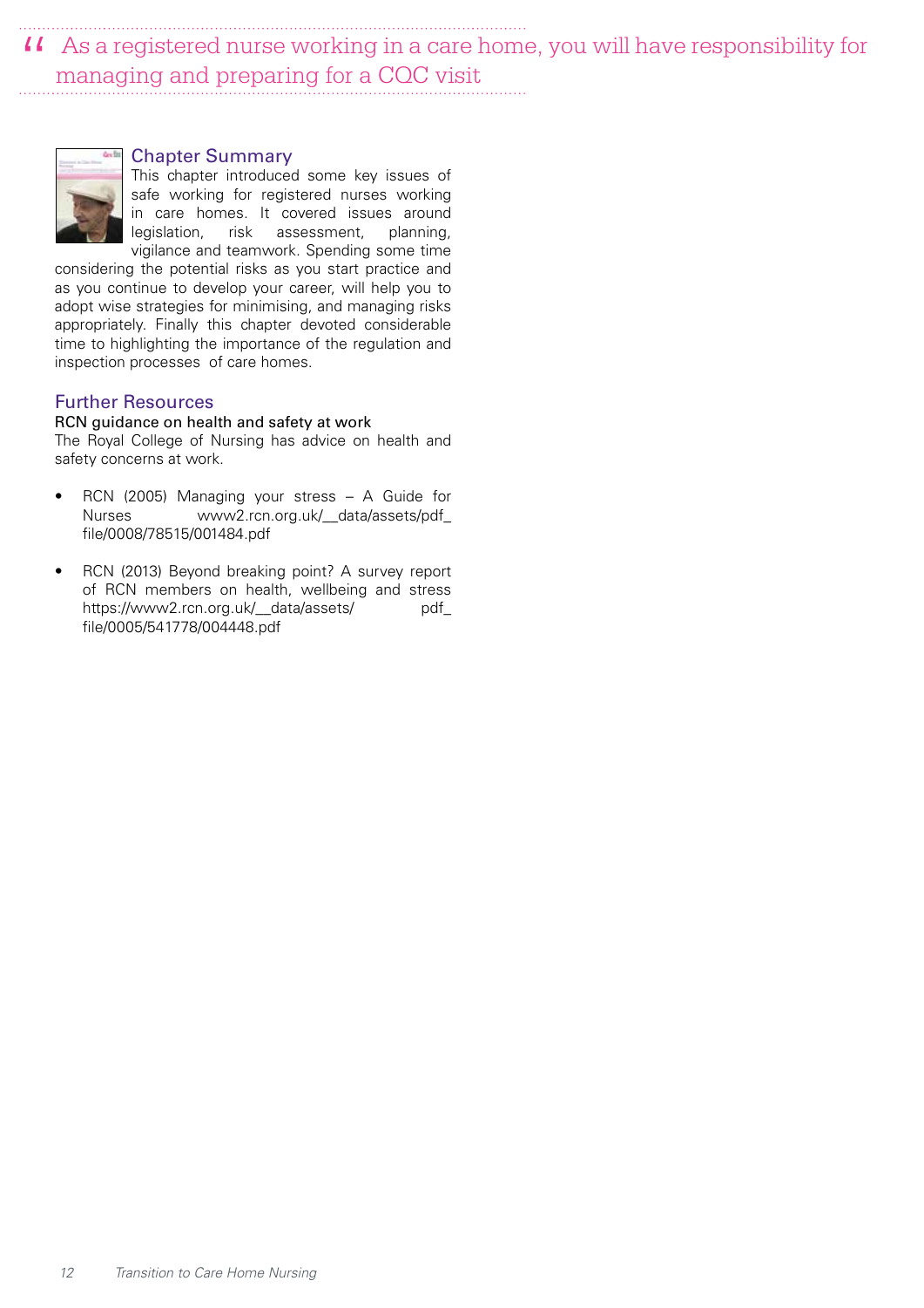> “ As a registered nurse working in a care home, you will have responsibility for managing and preparing for a CQC visit

## Chapter Summary

This chapter introduced some key issues of safe working for registered nurses working in care homes. It covered issues around legislation, risk assessment, planning, vigilance and teamwork. Spending some time considering the potential risks as you start practice and as you continue to develop your career, will help you to adopt wise strategies for minimising, and managing risks appropriately. Finally this chapter devoted considerable time to highlighting the importance of the regulation and inspection processes of care homes.

## Further Resources

**RCN guidance on health and safety at work**

The Royal College of Nursing has advice on health and safety concerns at work.

- RCN (2005) Managing your stress – A Guide for Nurses www2.rcn.org.uk/__data/assets/pdf_file/0008/78515/001484.pdf
- RCN (2013) Beyond breaking point? A survey report of RCN members on health, wellbeing and stress https://www2.rcn.org.uk/__data/assets/pdf_file/0005/541778/004448.pdf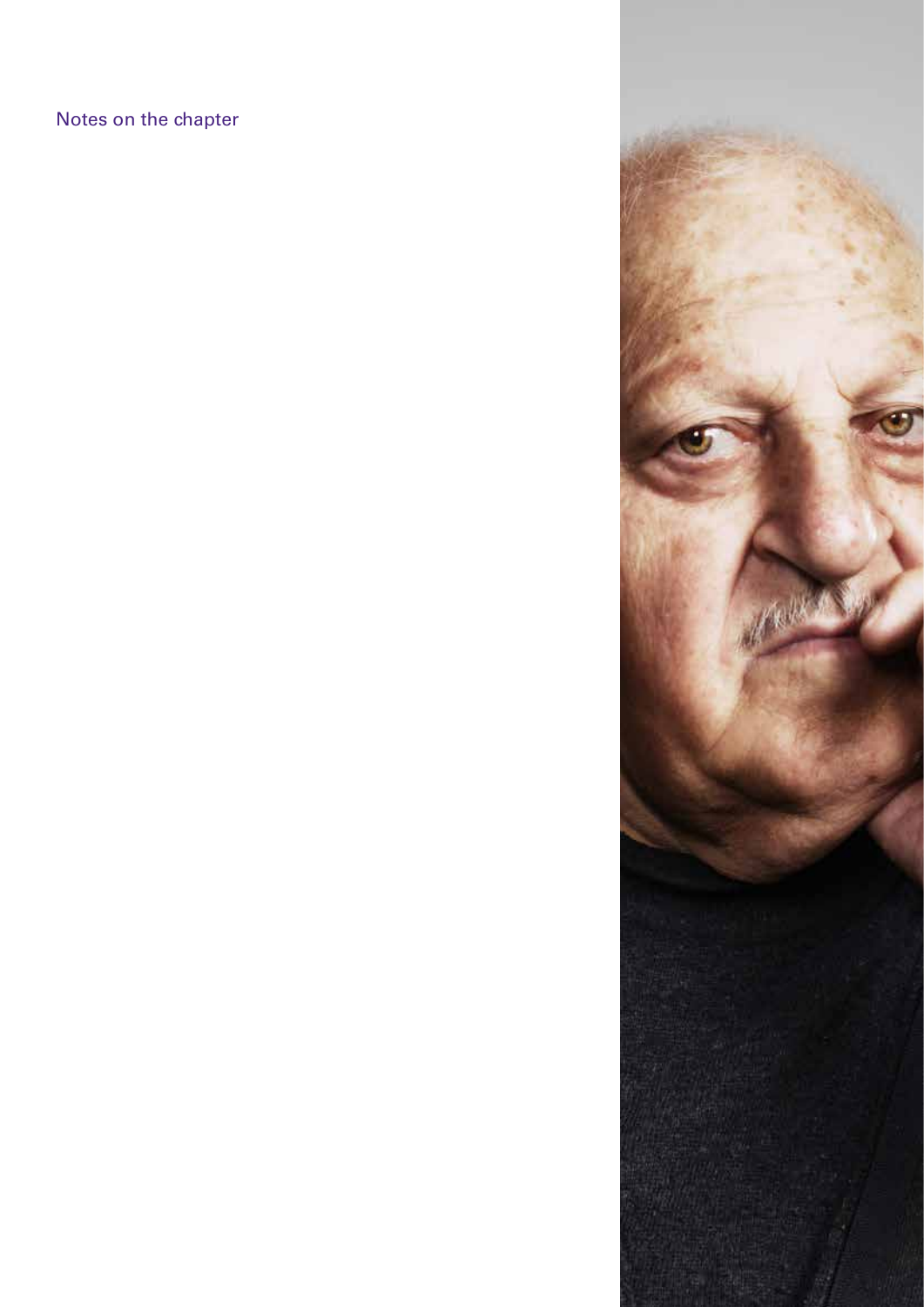Notes on the chapter